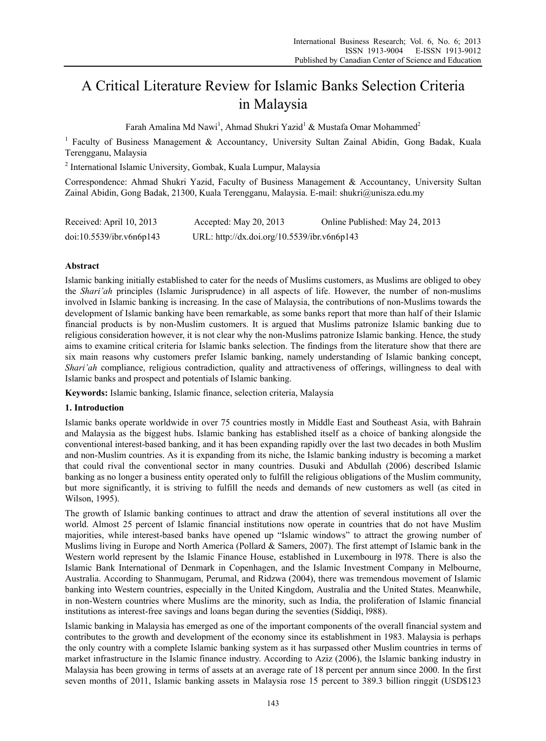# A Critical Literature Review for Islamic Banks Selection Criteria in Malaysia

Farah Amalina Md Nawi[1], Ahmad Shukri Yazid[1] & Mustafa Omar Mohammed[2]

[1] Faculty of Business Management & Accountancy, University Sultan Zainal Abidin, Gong Badak, Kuala Terengganu, Malaysia

[2] International Islamic University, Gombak, Kuala Lumpur, Malaysia

Correspondence: Ahmad Shukri Yazid, Faculty of Business Management & Accountancy, University Sultan Zainal Abidin, Gong Badak, 21300, Kuala Terengganu, Malaysia. E-mail: shukri@unisza.edu.my

Received: April 10, 2013 Accepted: May 20, 2013 Online Published: May 24, 2013

doi:10.5539/ibr.v6n6p143 URL: http://dx.doi.org/10.5539/ibr.v6n6p143

## Abstract

Islamic banking initially established to cater for the needs of Muslims customers, as Muslims are obliged to obey the *Shari'ah* principles (Islamic Jurisprudence) in all aspects of life. However, the number of non-muslims involved in Islamic banking is increasing. In the case of Malaysia, the contributions of non-Muslims towards the development of Islamic banking have been remarkable, as some banks report that more than half of their Islamic financial products is by non-Muslim customers. It is argued that Muslims patronize Islamic banking due to religious consideration however, it is not clear why the non-Muslims patronize Islamic banking. Hence, the study aims to examine critical criteria for Islamic banks selection. The findings from the literature show that there are six main reasons why customers prefer Islamic banking, namely understanding of Islamic banking concept, *Shari'ah* compliance, religious contradiction, quality and attractiveness of offerings, willingness to deal with Islamic banks and prospect and potentials of Islamic banking.

**Keywords:** Islamic banking, Islamic finance, selection criteria, Malaysia

## 1. Introduction

Islamic banks operate worldwide in over 75 countries mostly in Middle East and Southeast Asia, with Bahrain and Malaysia as the biggest hubs. Islamic banking has established itself as a choice of banking alongside the conventional interest-based banking, and it has been expanding rapidly over the last two decades in both Muslim and non-Muslim countries. As it is expanding from its niche, the Islamic banking industry is becoming a market that could rival the conventional sector in many countries. Dusuki and Abdullah (2006) described Islamic banking as no longer a business entity operated only to fulfill the religious obligations of the Muslim community, but more significantly, it is striving to fulfill the needs and demands of new customers as well (as cited in Wilson, 1995).

The growth of Islamic banking continues to attract and draw the attention of several institutions all over the world. Almost 25 percent of Islamic financial institutions now operate in countries that do not have Muslim majorities, while interest-based banks have opened up "Islamic windows" to attract the growing number of Muslims living in Europe and North America (Pollard & Samers, 2007). The first attempt of Islamic bank in the Western world represent by the Islamic Finance House, established in Luxembourg in l978. There is also the Islamic Bank International of Denmark in Copenhagen, and the Islamic Investment Company in Melbourne, Australia. According to Shanmugam, Perumal, and Ridzwa (2004), there was tremendous movement of Islamic banking into Western countries, especially in the United Kingdom, Australia and the United States. Meanwhile, in non-Western countries where Muslims are the minority, such as India, the proliferation of Islamic financial institutions as interest-free savings and loans began during the seventies (Siddiqi, l988).

Islamic banking in Malaysia has emerged as one of the important components of the overall financial system and contributes to the growth and development of the economy since its establishment in 1983. Malaysia is perhaps the only country with a complete Islamic banking system as it has surpassed other Muslim countries in terms of market infrastructure in the Islamic finance industry. According to Aziz (2006), the Islamic banking industry in Malaysia has been growing in terms of assets at an average rate of 18 percent per annum since 2000. In the first seven months of 2011, Islamic banking assets in Malaysia rose 15 percent to 389.3 billion ringgit (USD$123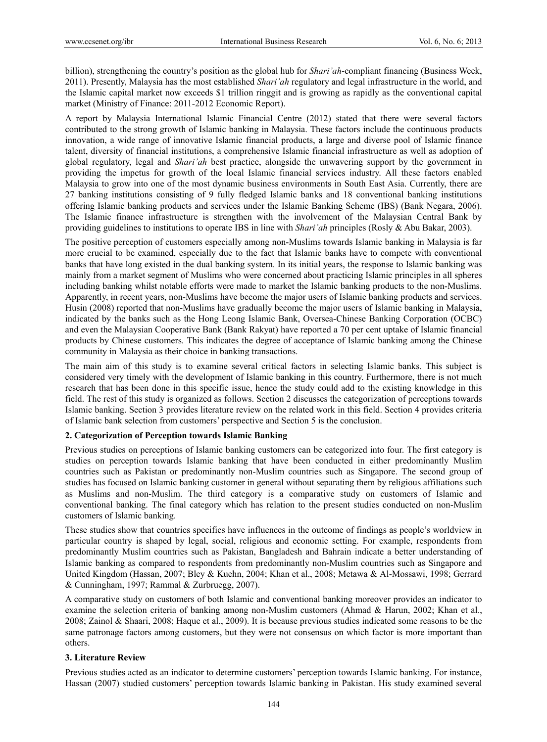billion), strengthening the country's position as the global hub for *Shari'ah*-compliant financing (Business Week, 2011). Presently, Malaysia has the most established *Shari'ah* regulatory and legal infrastructure in the world, and the Islamic capital market now exceeds $1 trillion ringgit and is growing as rapidly as the conventional capital market (Ministry of Finance: 2011-2012 Economic Report).

A report by Malaysia International Islamic Financial Centre (2012) stated that there were several factors contributed to the strong growth of Islamic banking in Malaysia. These factors include the continuous products innovation, a wide range of innovative Islamic financial products, a large and diverse pool of Islamic finance talent, diversity of financial institutions, a comprehensive Islamic financial infrastructure as well as adoption of global regulatory, legal and *Shari'ah* best practice, alongside the unwavering support by the government in providing the impetus for growth of the local Islamic financial services industry. All these factors enabled Malaysia to grow into one of the most dynamic business environments in South East Asia. Currently, there are 27 banking institutions consisting of 9 fully fledged Islamic banks and 18 conventional banking institutions offering Islamic banking products and services under the Islamic Banking Scheme (IBS) (Bank Negara, 2006). The Islamic finance infrastructure is strengthen with the involvement of the Malaysian Central Bank by providing guidelines to institutions to operate IBS in line with *Shari'ah* principles (Rosly & Abu Bakar, 2003).

The positive perception of customers especially among non-Muslims towards Islamic banking in Malaysia is far more crucial to be examined, especially due to the fact that Islamic banks have to compete with conventional banks that have long existed in the dual banking system. In its initial years, the response to Islamic banking was mainly from a market segment of Muslims who were concerned about practicing Islamic principles in all spheres including banking whilst notable efforts were made to market the Islamic banking products to the non-Muslims. Apparently, in recent years, non-Muslims have become the major users of Islamic banking products and services. Husin (2008) reported that non-Muslims have gradually become the major users of Islamic banking in Malaysia, indicated by the banks such as the Hong Leong Islamic Bank, Oversea-Chinese Banking Corporation (OCBC) and even the Malaysian Cooperative Bank (Bank Rakyat) have reported a 70 per cent uptake of Islamic financial products by Chinese customers*.* This indicates the degree of acceptance of Islamic banking among the Chinese community in Malaysia as their choice in banking transactions.

The main aim of this study is to examine several critical factors in selecting Islamic banks. This subject is considered very timely with the development of Islamic banking in this country. Furthermore, there is not much research that has been done in this specific issue, hence the study could add to the existing knowledge in this field. The rest of this study is organized as follows. Section 2 discusses the categorization of perceptions towards Islamic banking. Section 3 provides literature review on the related work in this field. Section 4 provides criteria of Islamic bank selection from customers' perspective and Section 5 is the conclusion.

## 2. Categorization of Perception towards Islamic Banking

Previous studies on perceptions of Islamic banking customers can be categorized into four. The first category is studies on perception towards Islamic banking that have been conducted in either predominantly Muslim countries such as Pakistan or predominantly non-Muslim countries such as Singapore. The second group of studies has focused on Islamic banking customer in general without separating them by religious affiliations such as Muslims and non-Muslim. The third category is a comparative study on customers of Islamic and conventional banking. The final category which has relation to the present studies conducted on non-Muslim customers of Islamic banking.

These studies show that countries specifics have influences in the outcome of findings as people's worldview in particular country is shaped by legal, social, religious and economic setting. For example, respondents from predominantly Muslim countries such as Pakistan, Bangladesh and Bahrain indicate a better understanding of Islamic banking as compared to respondents from predominantly non-Muslim countries such as Singapore and United Kingdom (Hassan, 2007; Bley & Kuehn, 2004; Khan et al., 2008; Metawa & Al-Mossawi, 1998; Gerrard & Cunningham, 1997; Rammal & Zurbruegg, 2007).

A comparative study on customers of both Islamic and conventional banking moreover provides an indicator to examine the selection criteria of banking among non-Muslim customers (Ahmad & Harun, 2002; Khan et al., 2008; Zainol & Shaari, 2008; Haque et al., 2009). It is because previous studies indicated some reasons to be the same patronage factors among customers, but they were not consensus on which factor is more important than others.

## 3. Literature Review

Previous studies acted as an indicator to determine customers' perception towards Islamic banking. For instance, Hassan (2007) studied customers' perception towards Islamic banking in Pakistan. His study examined several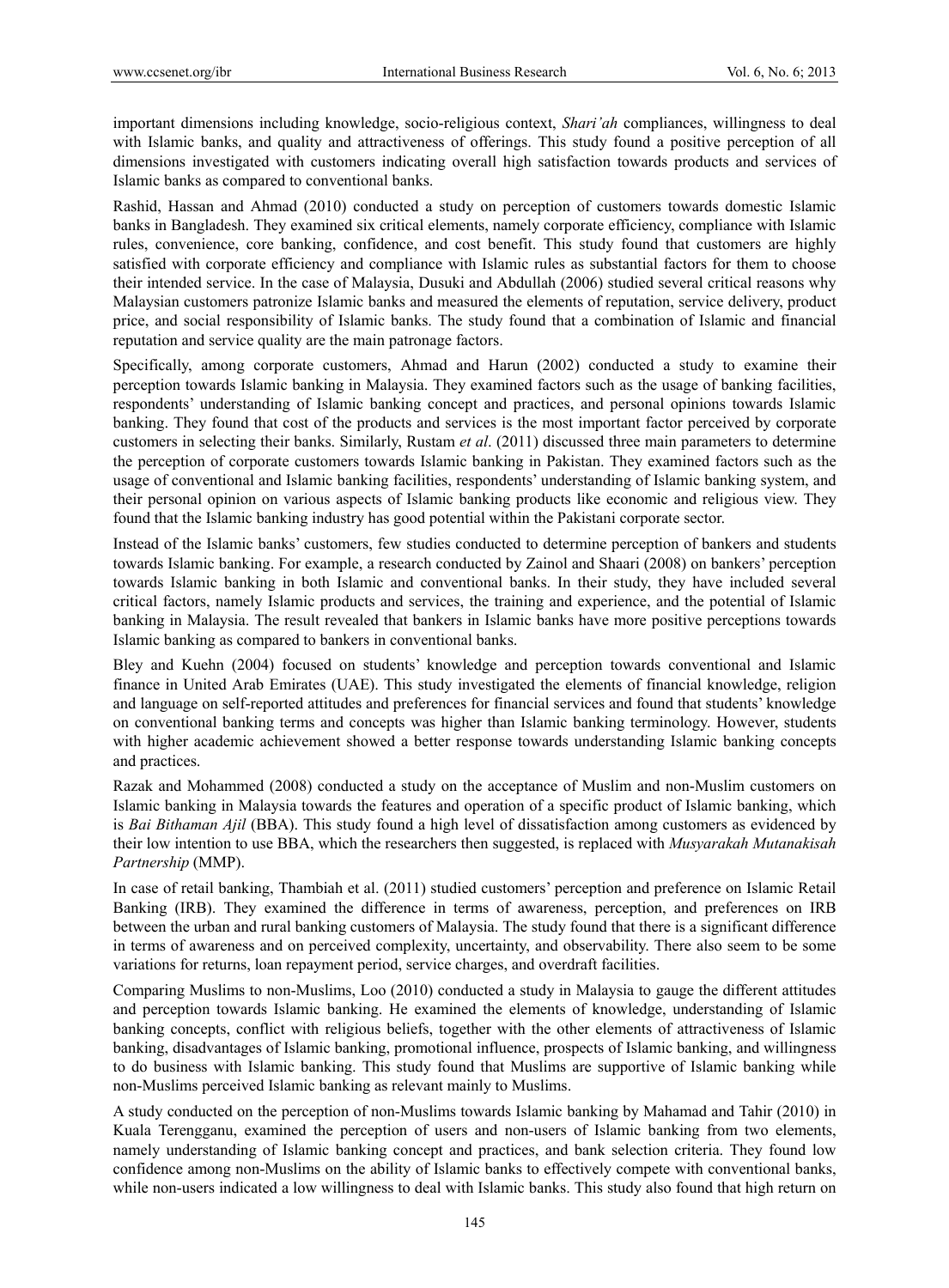important dimensions including knowledge, socio-religious context, *Shari'ah* compliances, willingness to deal with Islamic banks, and quality and attractiveness of offerings. This study found a positive perception of all dimensions investigated with customers indicating overall high satisfaction towards products and services of Islamic banks as compared to conventional banks.

Rashid, Hassan and Ahmad (2010) conducted a study on perception of customers towards domestic Islamic banks in Bangladesh. They examined six critical elements, namely corporate efficiency, compliance with Islamic rules, convenience, core banking, confidence, and cost benefit. This study found that customers are highly satisfied with corporate efficiency and compliance with Islamic rules as substantial factors for them to choose their intended service. In the case of Malaysia, Dusuki and Abdullah (2006) studied several critical reasons why Malaysian customers patronize Islamic banks and measured the elements of reputation, service delivery, product price, and social responsibility of Islamic banks. The study found that a combination of Islamic and financial reputation and service quality are the main patronage factors.

Specifically, among corporate customers, Ahmad and Harun (2002) conducted a study to examine their perception towards Islamic banking in Malaysia. They examined factors such as the usage of banking facilities, respondents' understanding of Islamic banking concept and practices, and personal opinions towards Islamic banking. They found that cost of the products and services is the most important factor perceived by corporate customers in selecting their banks. Similarly, Rustam *et al*. (2011) discussed three main parameters to determine the perception of corporate customers towards Islamic banking in Pakistan. They examined factors such as the usage of conventional and Islamic banking facilities, respondents' understanding of Islamic banking system, and their personal opinion on various aspects of Islamic banking products like economic and religious view. They found that the Islamic banking industry has good potential within the Pakistani corporate sector.

Instead of the Islamic banks' customers, few studies conducted to determine perception of bankers and students towards Islamic banking. For example, a research conducted by Zainol and Shaari (2008) on bankers' perception towards Islamic banking in both Islamic and conventional banks. In their study, they have included several critical factors, namely Islamic products and services, the training and experience, and the potential of Islamic banking in Malaysia. The result revealed that bankers in Islamic banks have more positive perceptions towards Islamic banking as compared to bankers in conventional banks.

Bley and Kuehn (2004) focused on students' knowledge and perception towards conventional and Islamic finance in United Arab Emirates (UAE). This study investigated the elements of financial knowledge, religion and language on self-reported attitudes and preferences for financial services and found that students' knowledge on conventional banking terms and concepts was higher than Islamic banking terminology. However, students with higher academic achievement showed a better response towards understanding Islamic banking concepts and practices.

Razak and Mohammed (2008) conducted a study on the acceptance of Muslim and non-Muslim customers on Islamic banking in Malaysia towards the features and operation of a specific product of Islamic banking, which is *Bai Bithaman Ajil* (BBA). This study found a high level of dissatisfaction among customers as evidenced by their low intention to use BBA, which the researchers then suggested, is replaced with *Musyarakah Mutanakisah Partnership* (MMP).

In case of retail banking, Thambiah et al. (2011) studied customers' perception and preference on Islamic Retail Banking (IRB). They examined the difference in terms of awareness, perception, and preferences on IRB between the urban and rural banking customers of Malaysia. The study found that there is a significant difference in terms of awareness and on perceived complexity, uncertainty, and observability. There also seem to be some variations for returns, loan repayment period, service charges, and overdraft facilities.

Comparing Muslims to non-Muslims, Loo (2010) conducted a study in Malaysia to gauge the different attitudes and perception towards Islamic banking. He examined the elements of knowledge, understanding of Islamic banking concepts, conflict with religious beliefs, together with the other elements of attractiveness of Islamic banking, disadvantages of Islamic banking, promotional influence, prospects of Islamic banking, and willingness to do business with Islamic banking. This study found that Muslims are supportive of Islamic banking while non-Muslims perceived Islamic banking as relevant mainly to Muslims.

A study conducted on the perception of non-Muslims towards Islamic banking by Mahamad and Tahir (2010) in Kuala Terengganu, examined the perception of users and non-users of Islamic banking from two elements, namely understanding of Islamic banking concept and practices, and bank selection criteria. They found low confidence among non-Muslims on the ability of Islamic banks to effectively compete with conventional banks, while non-users indicated a low willingness to deal with Islamic banks. This study also found that high return on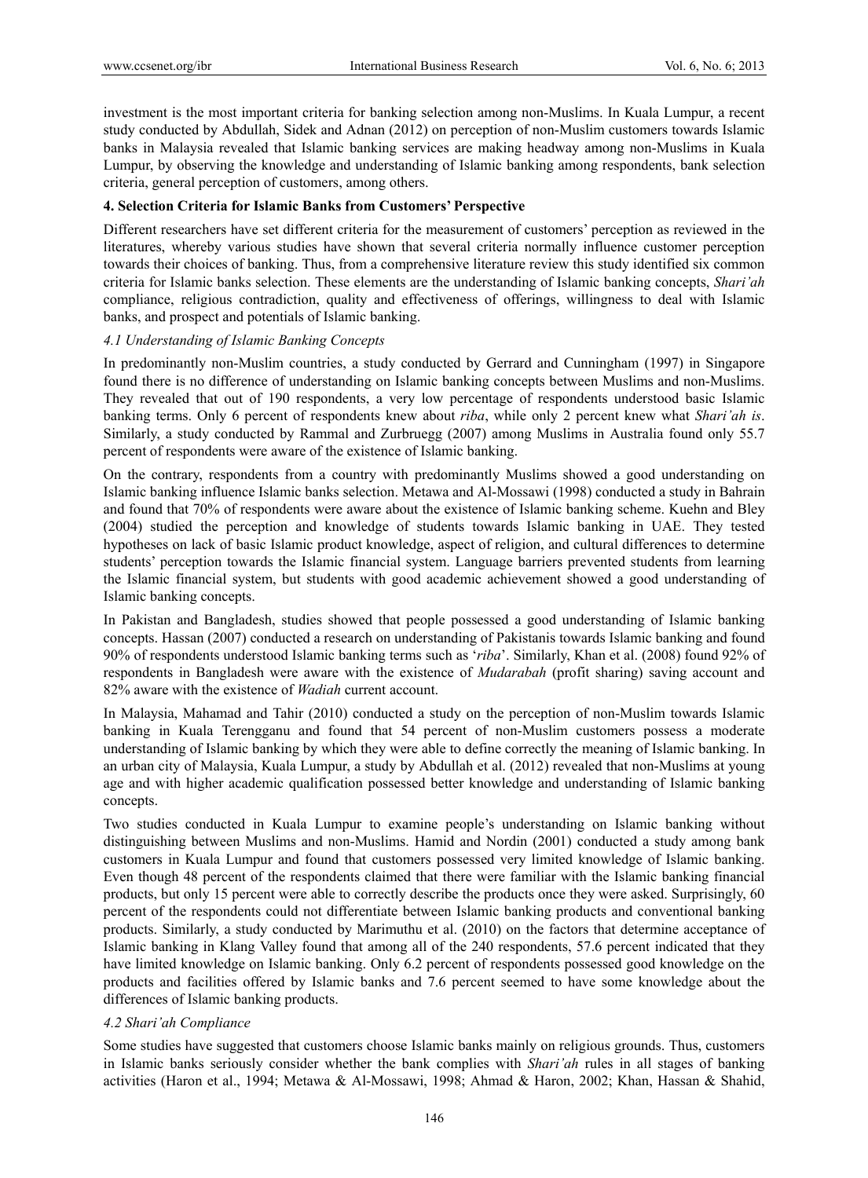investment is the most important criteria for banking selection among non-Muslims. In Kuala Lumpur, a recent study conducted by Abdullah, Sidek and Adnan (2012) on perception of non-Muslim customers towards Islamic banks in Malaysia revealed that Islamic banking services are making headway among non-Muslims in Kuala Lumpur, by observing the knowledge and understanding of Islamic banking among respondents, bank selection criteria, general perception of customers, among others.

## 4. Selection Criteria for Islamic Banks from Customers' Perspective

Different researchers have set different criteria for the measurement of customers' perception as reviewed in the literatures, whereby various studies have shown that several criteria normally influence customer perception towards their choices of banking. Thus, from a comprehensive literature review this study identified six common criteria for Islamic banks selection. These elements are the understanding of Islamic banking concepts, *Shari'ah* compliance, religious contradiction, quality and effectiveness of offerings, willingness to deal with Islamic banks, and prospect and potentials of Islamic banking.

### *4.1 Understanding of Islamic Banking Concepts*

In predominantly non-Muslim countries, a study conducted by Gerrard and Cunningham (1997) in Singapore found there is no difference of understanding on Islamic banking concepts between Muslims and non-Muslims. They revealed that out of 190 respondents, a very low percentage of respondents understood basic Islamic banking terms. Only 6 percent of respondents knew about *riba*, while only 2 percent knew what *Shari'ah is*. Similarly, a study conducted by Rammal and Zurbruegg (2007) among Muslims in Australia found only 55.7 percent of respondents were aware of the existence of Islamic banking.

On the contrary, respondents from a country with predominantly Muslims showed a good understanding on Islamic banking influence Islamic banks selection. Metawa and Al-Mossawi (1998) conducted a study in Bahrain and found that 70% of respondents were aware about the existence of Islamic banking scheme. Kuehn and Bley (2004) studied the perception and knowledge of students towards Islamic banking in UAE. They tested hypotheses on lack of basic Islamic product knowledge, aspect of religion, and cultural differences to determine students' perception towards the Islamic financial system. Language barriers prevented students from learning the Islamic financial system, but students with good academic achievement showed a good understanding of Islamic banking concepts.

In Pakistan and Bangladesh, studies showed that people possessed a good understanding of Islamic banking concepts. Hassan (2007) conducted a research on understanding of Pakistanis towards Islamic banking and found 90% of respondents understood Islamic banking terms such as '*riba*'. Similarly, Khan et al. (2008) found 92% of respondents in Bangladesh were aware with the existence of *Mudarabah* (profit sharing) saving account and 82% aware with the existence of *Wadiah* current account.

In Malaysia, Mahamad and Tahir (2010) conducted a study on the perception of non-Muslim towards Islamic banking in Kuala Terengganu and found that 54 percent of non-Muslim customers possess a moderate understanding of Islamic banking by which they were able to define correctly the meaning of Islamic banking. In an urban city of Malaysia, Kuala Lumpur, a study by Abdullah et al. (2012) revealed that non-Muslims at young age and with higher academic qualification possessed better knowledge and understanding of Islamic banking concepts.

Two studies conducted in Kuala Lumpur to examine people's understanding on Islamic banking without distinguishing between Muslims and non-Muslims. Hamid and Nordin (2001) conducted a study among bank customers in Kuala Lumpur and found that customers possessed very limited knowledge of Islamic banking. Even though 48 percent of the respondents claimed that there were familiar with the Islamic banking financial products, but only 15 percent were able to correctly describe the products once they were asked. Surprisingly, 60 percent of the respondents could not differentiate between Islamic banking products and conventional banking products. Similarly, a study conducted by Marimuthu et al. (2010) on the factors that determine acceptance of Islamic banking in Klang Valley found that among all of the 240 respondents, 57.6 percent indicated that they have limited knowledge on Islamic banking. Only 6.2 percent of respondents possessed good knowledge on the products and facilities offered by Islamic banks and 7.6 percent seemed to have some knowledge about the differences of Islamic banking products.

### *4.2 Shari'ah Compliance*

Some studies have suggested that customers choose Islamic banks mainly on religious grounds. Thus, customers in Islamic banks seriously consider whether the bank complies with *Shari'ah* rules in all stages of banking activities (Haron et al., 1994; Metawa & Al-Mossawi, 1998; Ahmad & Haron, 2002; Khan, Hassan & Shahid,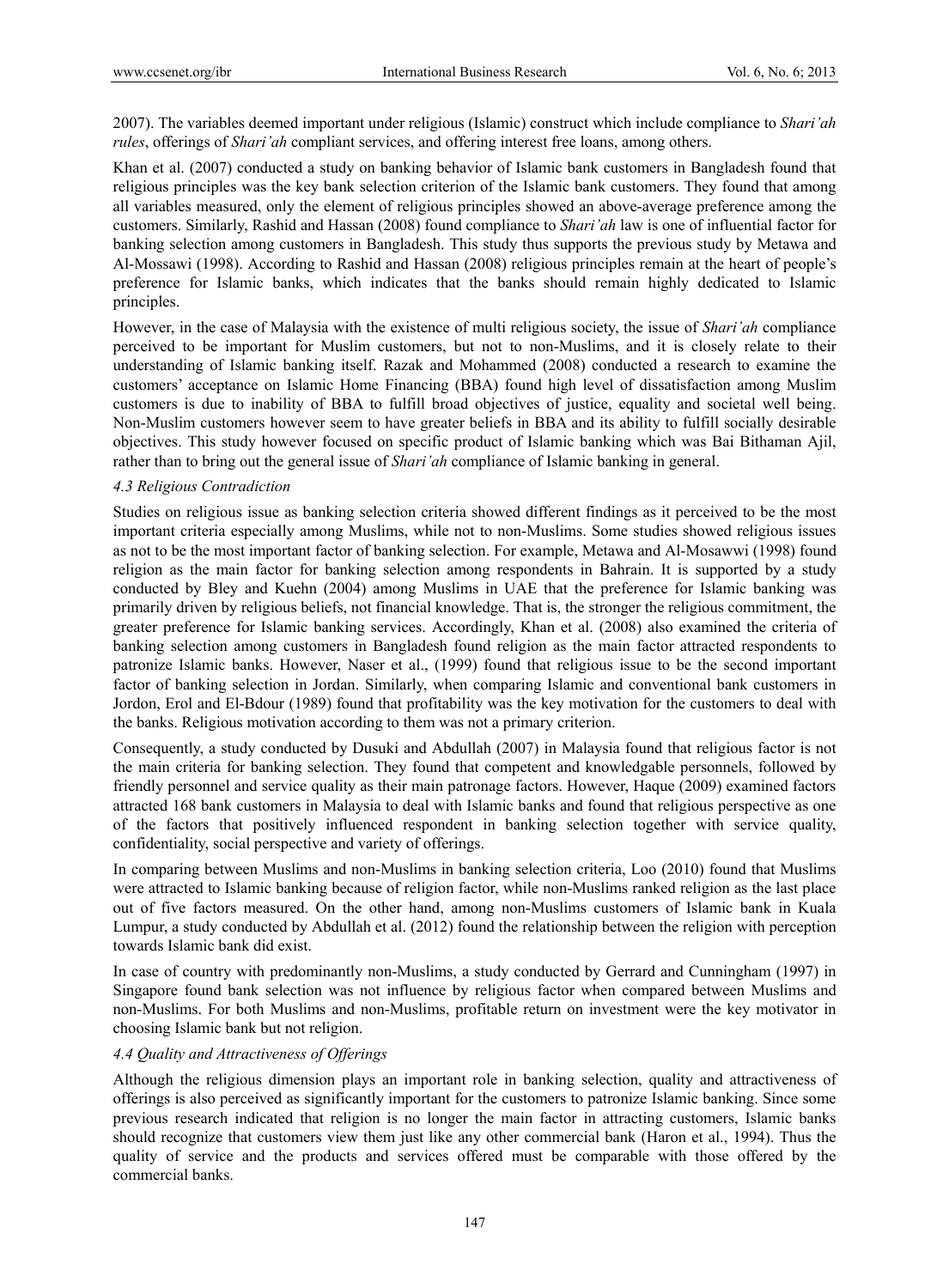2007). The variables deemed important under religious (Islamic) construct which include compliance to *Shari'ah rules*, offerings of *Shari'ah* compliant services, and offering interest free loans, among others.

Khan et al. (2007) conducted a study on banking behavior of Islamic bank customers in Bangladesh found that religious principles was the key bank selection criterion of the Islamic bank customers. They found that among all variables measured, only the element of religious principles showed an above-average preference among the customers. Similarly, Rashid and Hassan (2008) found compliance to *Shari'ah* law is one of influential factor for banking selection among customers in Bangladesh. This study thus supports the previous study by Metawa and Al-Mossawi (1998). According to Rashid and Hassan (2008) religious principles remain at the heart of people's preference for Islamic banks, which indicates that the banks should remain highly dedicated to Islamic principles.

However, in the case of Malaysia with the existence of multi religious society, the issue of *Shari'ah* compliance perceived to be important for Muslim customers, but not to non-Muslims, and it is closely relate to their understanding of Islamic banking itself. Razak and Mohammed (2008) conducted a research to examine the customers' acceptance on Islamic Home Financing (BBA) found high level of dissatisfaction among Muslim customers is due to inability of BBA to fulfill broad objectives of justice, equality and societal well being. Non-Muslim customers however seem to have greater beliefs in BBA and its ability to fulfill socially desirable objectives. This study however focused on specific product of Islamic banking which was Bai Bithaman Ajil, rather than to bring out the general issue of *Shari'ah* compliance of Islamic banking in general.

### *4.3 Religious Contradiction*

Studies on religious issue as banking selection criteria showed different findings as it perceived to be the most important criteria especially among Muslims, while not to non-Muslims. Some studies showed religious issues as not to be the most important factor of banking selection. For example, Metawa and Al-Mosawwi (1998) found religion as the main factor for banking selection among respondents in Bahrain. It is supported by a study conducted by Bley and Kuehn (2004) among Muslims in UAE that the preference for Islamic banking was primarily driven by religious beliefs, not financial knowledge. That is, the stronger the religious commitment, the greater preference for Islamic banking services. Accordingly, Khan et al. (2008) also examined the criteria of banking selection among customers in Bangladesh found religion as the main factor attracted respondents to patronize Islamic banks. However, Naser et al., (1999) found that religious issue to be the second important factor of banking selection in Jordan. Similarly, when comparing Islamic and conventional bank customers in Jordon, Erol and El-Bdour (1989) found that profitability was the key motivation for the customers to deal with the banks. Religious motivation according to them was not a primary criterion.

Consequently, a study conducted by Dusuki and Abdullah (2007) in Malaysia found that religious factor is not the main criteria for banking selection. They found that competent and knowledgable personnels, followed by friendly personnel and service quality as their main patronage factors. However, Haque (2009) examined factors attracted 168 bank customers in Malaysia to deal with Islamic banks and found that religious perspective as one of the factors that positively influenced respondent in banking selection together with service quality, confidentiality, social perspective and variety of offerings.

In comparing between Muslims and non-Muslims in banking selection criteria, Loo (2010) found that Muslims were attracted to Islamic banking because of religion factor, while non-Muslims ranked religion as the last place out of five factors measured. On the other hand, among non-Muslims customers of Islamic bank in Kuala Lumpur, a study conducted by Abdullah et al. (2012) found the relationship between the religion with perception towards Islamic bank did exist.

In case of country with predominantly non-Muslims, a study conducted by Gerrard and Cunningham (1997) in Singapore found bank selection was not influence by religious factor when compared between Muslims and non-Muslims. For both Muslims and non-Muslims, profitable return on investment were the key motivator in choosing Islamic bank but not religion.

### *4.4 Quality and Attractiveness of Offerings*

Although the religious dimension plays an important role in banking selection, quality and attractiveness of offerings is also perceived as significantly important for the customers to patronize Islamic banking. Since some previous research indicated that religion is no longer the main factor in attracting customers, Islamic banks should recognize that customers view them just like any other commercial bank (Haron et al., 1994). Thus the quality of service and the products and services offered must be comparable with those offered by the commercial banks.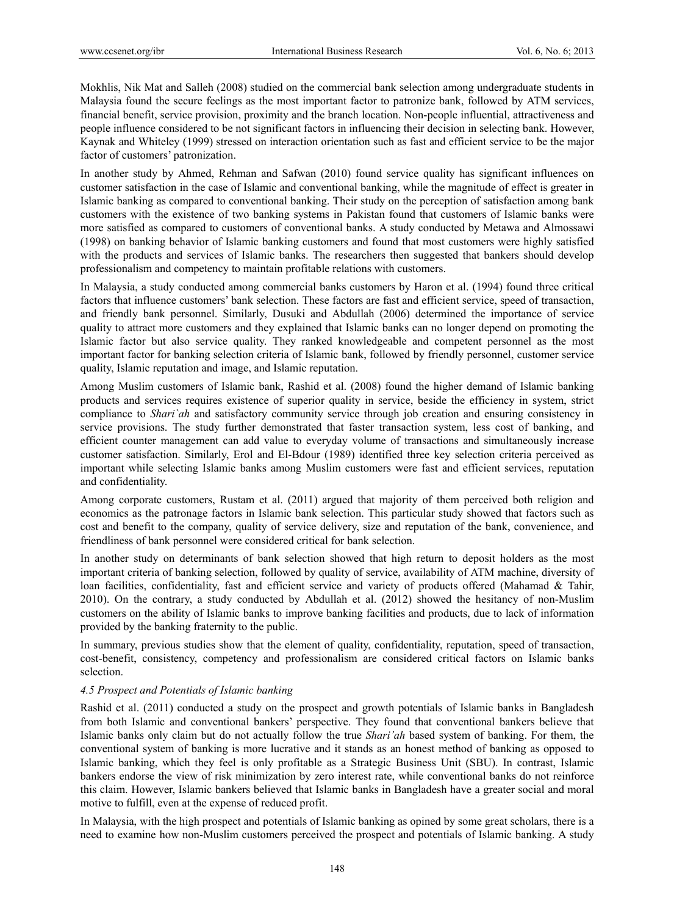Mokhlis, Nik Mat and Salleh (2008) studied on the commercial bank selection among undergraduate students in Malaysia found the secure feelings as the most important factor to patronize bank, followed by ATM services, financial benefit, service provision, proximity and the branch location. Non-people influential, attractiveness and people influence considered to be not significant factors in influencing their decision in selecting bank. However, Kaynak and Whiteley (1999) stressed on interaction orientation such as fast and efficient service to be the major factor of customers' patronization.

In another study by Ahmed, Rehman and Safwan (2010) found service quality has significant influences on customer satisfaction in the case of Islamic and conventional banking, while the magnitude of effect is greater in Islamic banking as compared to conventional banking. Their study on the perception of satisfaction among bank customers with the existence of two banking systems in Pakistan found that customers of Islamic banks were more satisfied as compared to customers of conventional banks. A study conducted by Metawa and Almossawi (1998) on banking behavior of Islamic banking customers and found that most customers were highly satisfied with the products and services of Islamic banks. The researchers then suggested that bankers should develop professionalism and competency to maintain profitable relations with customers.

In Malaysia, a study conducted among commercial banks customers by Haron et al. (1994) found three critical factors that influence customers' bank selection. These factors are fast and efficient service, speed of transaction, and friendly bank personnel. Similarly, Dusuki and Abdullah (2006) determined the importance of service quality to attract more customers and they explained that Islamic banks can no longer depend on promoting the Islamic factor but also service quality. They ranked knowledgeable and competent personnel as the most important factor for banking selection criteria of Islamic bank, followed by friendly personnel, customer service quality, Islamic reputation and image, and Islamic reputation.

Among Muslim customers of Islamic bank, Rashid et al. (2008) found the higher demand of Islamic banking products and services requires existence of superior quality in service, beside the efficiency in system, strict compliance to *Shari`ah* and satisfactory community service through job creation and ensuring consistency in service provisions. The study further demonstrated that faster transaction system, less cost of banking, and efficient counter management can add value to everyday volume of transactions and simultaneously increase customer satisfaction. Similarly, Erol and El-Bdour (1989) identified three key selection criteria perceived as important while selecting Islamic banks among Muslim customers were fast and efficient services, reputation and confidentiality.

Among corporate customers, Rustam et al. (2011) argued that majority of them perceived both religion and economics as the patronage factors in Islamic bank selection. This particular study showed that factors such as cost and benefit to the company, quality of service delivery, size and reputation of the bank, convenience, and friendliness of bank personnel were considered critical for bank selection.

In another study on determinants of bank selection showed that high return to deposit holders as the most important criteria of banking selection, followed by quality of service, availability of ATM machine, diversity of loan facilities, confidentiality, fast and efficient service and variety of products offered (Mahamad & Tahir, 2010). On the contrary, a study conducted by Abdullah et al. (2012) showed the hesitancy of non-Muslim customers on the ability of Islamic banks to improve banking facilities and products, due to lack of information provided by the banking fraternity to the public.

In summary, previous studies show that the element of quality, confidentiality, reputation, speed of transaction, cost-benefit, consistency, competency and professionalism are considered critical factors on Islamic banks selection.

### *4.5 Prospect and Potentials of Islamic banking*

Rashid et al. (2011) conducted a study on the prospect and growth potentials of Islamic banks in Bangladesh from both Islamic and conventional bankers' perspective. They found that conventional bankers believe that Islamic banks only claim but do not actually follow the true *Shari'ah* based system of banking. For them, the conventional system of banking is more lucrative and it stands as an honest method of banking as opposed to Islamic banking, which they feel is only profitable as a Strategic Business Unit (SBU). In contrast, Islamic bankers endorse the view of risk minimization by zero interest rate, while conventional banks do not reinforce this claim. However, Islamic bankers believed that Islamic banks in Bangladesh have a greater social and moral motive to fulfill, even at the expense of reduced profit.

In Malaysia, with the high prospect and potentials of Islamic banking as opined by some great scholars, there is a need to examine how non-Muslim customers perceived the prospect and potentials of Islamic banking. A study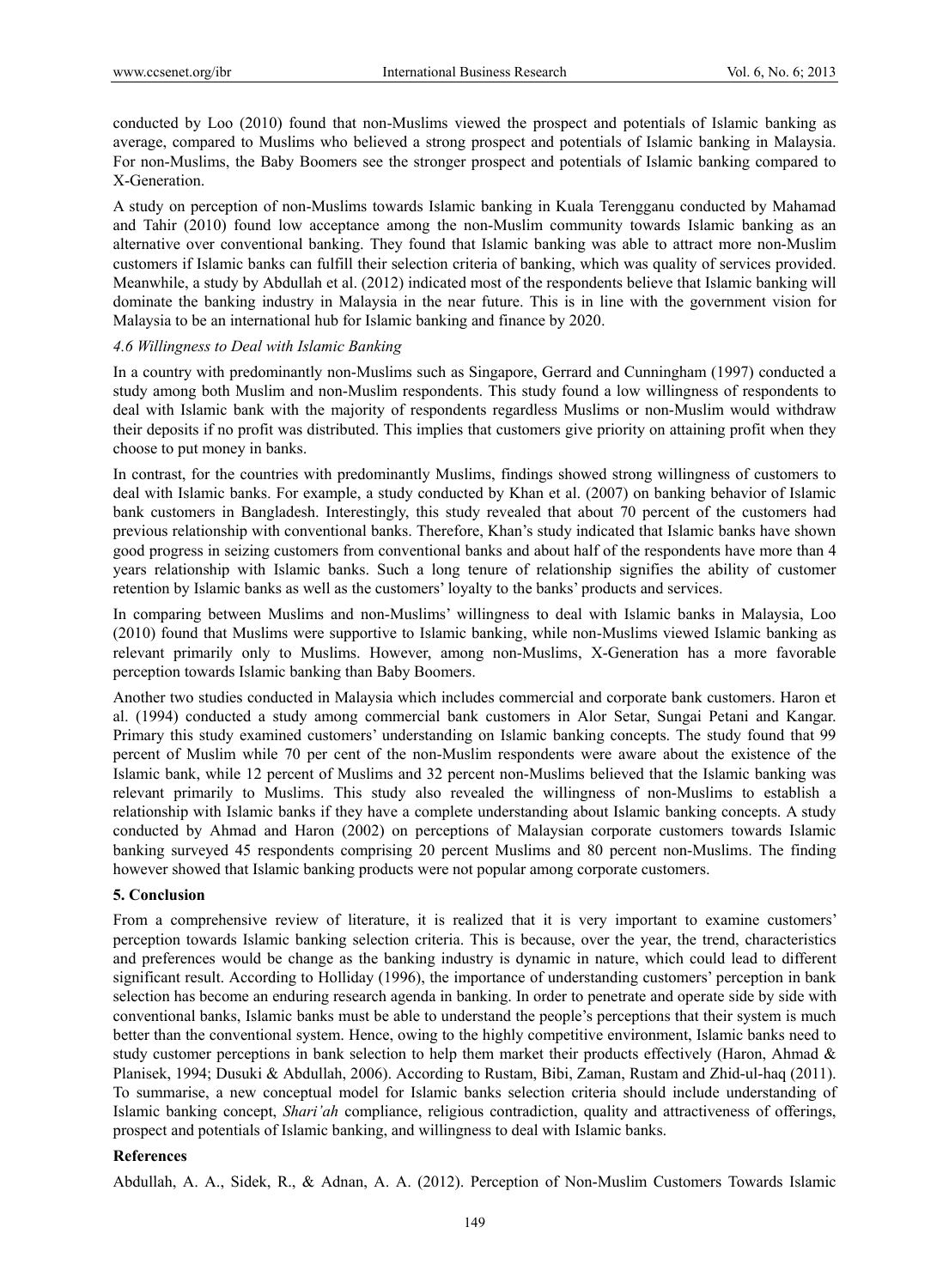conducted by Loo (2010) found that non-Muslims viewed the prospect and potentials of Islamic banking as average, compared to Muslims who believed a strong prospect and potentials of Islamic banking in Malaysia. For non-Muslims, the Baby Boomers see the stronger prospect and potentials of Islamic banking compared to X-Generation.

A study on perception of non-Muslims towards Islamic banking in Kuala Terengganu conducted by Mahamad and Tahir (2010) found low acceptance among the non-Muslim community towards Islamic banking as an alternative over conventional banking. They found that Islamic banking was able to attract more non-Muslim customers if Islamic banks can fulfill their selection criteria of banking, which was quality of services provided. Meanwhile, a study by Abdullah et al. (2012) indicated most of the respondents believe that Islamic banking will dominate the banking industry in Malaysia in the near future. This is in line with the government vision for Malaysia to be an international hub for Islamic banking and finance by 2020.

### *4.6 Willingness to Deal with Islamic Banking*

In a country with predominantly non-Muslims such as Singapore, Gerrard and Cunningham (1997) conducted a study among both Muslim and non-Muslim respondents. This study found a low willingness of respondents to deal with Islamic bank with the majority of respondents regardless Muslims or non-Muslim would withdraw their deposits if no profit was distributed. This implies that customers give priority on attaining profit when they choose to put money in banks.

In contrast, for the countries with predominantly Muslims, findings showed strong willingness of customers to deal with Islamic banks. For example, a study conducted by Khan et al. (2007) on banking behavior of Islamic bank customers in Bangladesh. Interestingly, this study revealed that about 70 percent of the customers had previous relationship with conventional banks. Therefore, Khan's study indicated that Islamic banks have shown good progress in seizing customers from conventional banks and about half of the respondents have more than 4 years relationship with Islamic banks. Such a long tenure of relationship signifies the ability of customer retention by Islamic banks as well as the customers' loyalty to the banks' products and services.

In comparing between Muslims and non-Muslims' willingness to deal with Islamic banks in Malaysia, Loo (2010) found that Muslims were supportive to Islamic banking, while non-Muslims viewed Islamic banking as relevant primarily only to Muslims. However, among non-Muslims, X-Generation has a more favorable perception towards Islamic banking than Baby Boomers.

Another two studies conducted in Malaysia which includes commercial and corporate bank customers. Haron et al. (1994) conducted a study among commercial bank customers in Alor Setar, Sungai Petani and Kangar. Primary this study examined customers' understanding on Islamic banking concepts. The study found that 99 percent of Muslim while 70 per cent of the non-Muslim respondents were aware about the existence of the Islamic bank, while 12 percent of Muslims and 32 percent non-Muslims believed that the Islamic banking was relevant primarily to Muslims. This study also revealed the willingness of non-Muslims to establish a relationship with Islamic banks if they have a complete understanding about Islamic banking concepts. A study conducted by Ahmad and Haron (2002) on perceptions of Malaysian corporate customers towards Islamic banking surveyed 45 respondents comprising 20 percent Muslims and 80 percent non-Muslims. The finding however showed that Islamic banking products were not popular among corporate customers.

## 5. Conclusion

From a comprehensive review of literature, it is realized that it is very important to examine customers' perception towards Islamic banking selection criteria. This is because, over the year, the trend, characteristics and preferences would be change as the banking industry is dynamic in nature, which could lead to different significant result. According to Holliday (1996), the importance of understanding customers' perception in bank selection has become an enduring research agenda in banking. In order to penetrate and operate side by side with conventional banks, Islamic banks must be able to understand the people's perceptions that their system is much better than the conventional system. Hence, owing to the highly competitive environment, Islamic banks need to study customer perceptions in bank selection to help them market their products effectively (Haron, Ahmad & Planisek, 1994; Dusuki & Abdullah, 2006). According to Rustam, Bibi, Zaman, Rustam and Zhid-ul-haq (2011). To summarise, a new conceptual model for Islamic banks selection criteria should include understanding of Islamic banking concept, *Shari'ah* compliance, religious contradiction, quality and attractiveness of offerings, prospect and potentials of Islamic banking, and willingness to deal with Islamic banks.

## References

Abdullah, A. A., Sidek, R., & Adnan, A. A. (2012). Perception of Non-Muslim Customers Towards Islamic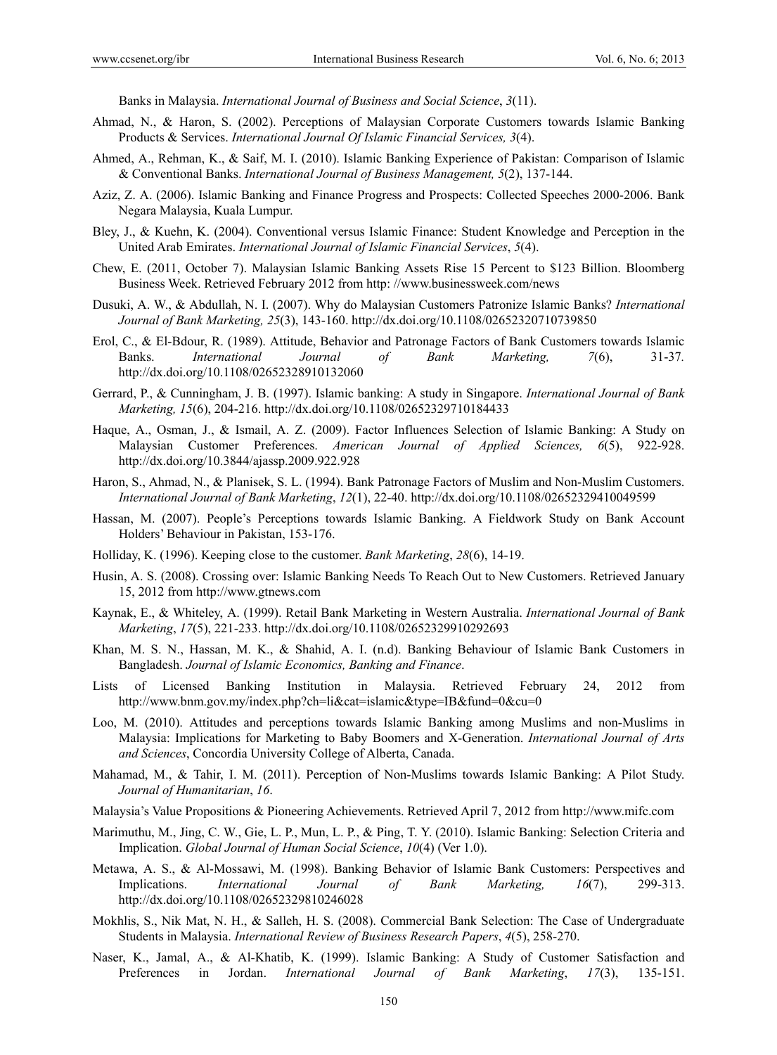Banks in Malaysia. *International Journal of Business and Social Science*, *3*(11).

Ahmad, N., & Haron, S. (2002). Perceptions of Malaysian Corporate Customers towards Islamic Banking Products & Services. *International Journal Of Islamic Financial Services, 3*(4).

Ahmed, A., Rehman, K., & Saif, M. I. (2010). Islamic Banking Experience of Pakistan: Comparison of Islamic & Conventional Banks. *International Journal of Business Management, 5*(2), 137-144.

Aziz, Z. A. (2006). Islamic Banking and Finance Progress and Prospects: Collected Speeches 2000-2006. Bank Negara Malaysia, Kuala Lumpur.

Bley, J., & Kuehn, K. (2004). Conventional versus Islamic Finance: Student Knowledge and Perception in the United Arab Emirates. *International Journal of Islamic Financial Services*, *5*(4).

Chew, E. (2011, October 7). Malaysian Islamic Banking Assets Rise 15 Percent to $123 Billion. Bloomberg Business Week. Retrieved February 2012 from http: //www.businessweek.com/news

Dusuki, A. W., & Abdullah, N. I. (2007). Why do Malaysian Customers Patronize Islamic Banks? *International Journal of Bank Marketing, 25*(3), 143-160. http://dx.doi.org/10.1108/02652320710739850

Erol, C., & El-Bdour, R. (1989). Attitude, Behavior and Patronage Factors of Bank Customers towards Islamic Banks. *International Journal of Bank Marketing, 7*(6), 31-37. http://dx.doi.org/10.1108/02652328910132060

Gerrard, P., & Cunningham, J. B. (1997). Islamic banking: A study in Singapore. *International Journal of Bank Marketing, 15*(6), 204-216. http://dx.doi.org/10.1108/02652329710184433

Haque, A., Osman, J., & Ismail, A. Z. (2009). Factor Influences Selection of Islamic Banking: A Study on Malaysian Customer Preferences. *American Journal of Applied Sciences, 6*(5), 922-928. http://dx.doi.org/10.3844/ajassp.2009.922.928

Haron, S., Ahmad, N., & Planisek, S. L. (1994). Bank Patronage Factors of Muslim and Non-Muslim Customers. *International Journal of Bank Marketing*, *12*(1), 22-40. http://dx.doi.org/10.1108/02652329410049599

Hassan, M. (2007). People's Perceptions towards Islamic Banking. A Fieldwork Study on Bank Account Holders' Behaviour in Pakistan, 153-176.

Holliday, K. (1996). Keeping close to the customer. *Bank Marketing*, *28*(6), 14-19.

Husin, A. S. (2008). Crossing over: Islamic Banking Needs To Reach Out to New Customers. Retrieved January 15, 2012 from http://www.gtnews.com

Kaynak, E., & Whiteley, A. (1999). Retail Bank Marketing in Western Australia. *International Journal of Bank Marketing*, *17*(5), 221-233. http://dx.doi.org/10.1108/02652329910292693

Khan, M. S. N., Hassan, M. K., & Shahid, A. I. (n.d). Banking Behaviour of Islamic Bank Customers in Bangladesh. *Journal of Islamic Economics, Banking and Finance*.

Lists of Licensed Banking Institution in Malaysia. Retrieved February 24, 2012 from http://www.bnm.gov.my/index.php?ch=li&cat=islamic&type=IB&fund=0&cu=0

Loo, M. (2010). Attitudes and perceptions towards Islamic Banking among Muslims and non-Muslims in Malaysia: Implications for Marketing to Baby Boomers and X-Generation. *International Journal of Arts and Sciences*, Concordia University College of Alberta, Canada.

Mahamad, M., & Tahir, I. M. (2011). Perception of Non-Muslims towards Islamic Banking: A Pilot Study. *Journal of Humanitarian*, *16*.

Malaysia's Value Propositions & Pioneering Achievements. Retrieved April 7, 2012 from http://www.mifc.com

Marimuthu, M., Jing, C. W., Gie, L. P., Mun, L. P., & Ping, T. Y. (2010). Islamic Banking: Selection Criteria and Implication. *Global Journal of Human Social Science*, *10*(4) (Ver 1.0).

Metawa, A. S., & Al-Mossawi, M. (1998). Banking Behavior of Islamic Bank Customers: Perspectives and Implications. *International Journal of Bank Marketing, 16*(7), 299-313. http://dx.doi.org/10.1108/02652329810246028

Mokhlis, S., Nik Mat, N. H., & Salleh, H. S. (2008). Commercial Bank Selection: The Case of Undergraduate Students in Malaysia. *International Review of Business Research Papers*, *4*(5), 258-270.

Naser, K., Jamal, A., & Al-Khatib, K. (1999). Islamic Banking: A Study of Customer Satisfaction and Preferences in Jordan. *International Journal of Bank Marketing*, *17*(3), 135-151.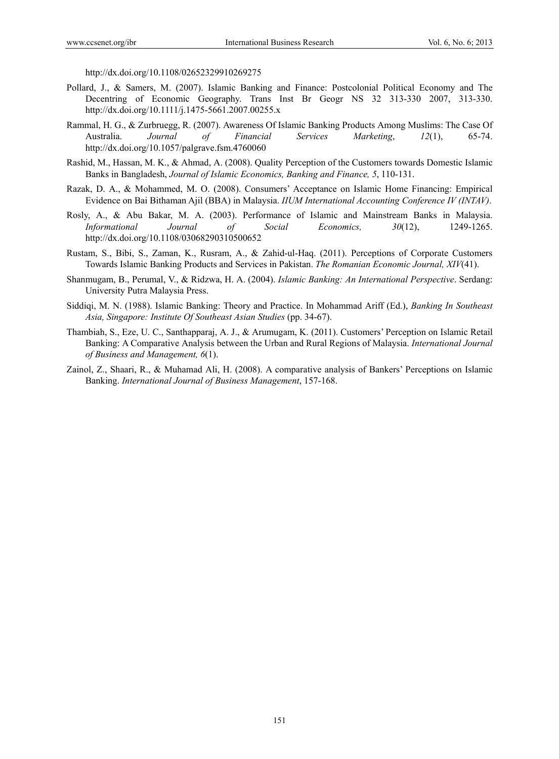http://dx.doi.org/10.1108/02652329910269275

Pollard, J., & Samers, M. (2007). Islamic Banking and Finance: Postcolonial Political Economy and The Decentring of Economic Geography. Trans Inst Br Geogr NS 32 313-330 2007, 313-330. http://dx.doi.org/10.1111/j.1475-5661.2007.00255.x

Rammal, H. G., & Zurbruegg, R. (2007). Awareness Of Islamic Banking Products Among Muslims: The Case Of Australia. *Journal of Financial Services Marketing*, *12*(1), 65-74. http://dx.doi.org/10.1057/palgrave.fsm.4760060

Rashid, M., Hassan, M. K., & Ahmad, A. (2008). Quality Perception of the Customers towards Domestic Islamic Banks in Bangladesh, *Journal of Islamic Economics, Banking and Finance, 5*, 110-131.

Razak, D. A., & Mohammed, M. O. (2008). Consumers' Acceptance on Islamic Home Financing: Empirical Evidence on Bai Bithaman Ajil (BBA) in Malaysia. *IIUM International Accounting Conference IV (INTAV)*.

Rosly, A., & Abu Bakar, M. A. (2003). Performance of Islamic and Mainstream Banks in Malaysia. *Informational Journal of Social Economics, 30*(12), 1249-1265. http://dx.doi.org/10.1108/03068290310500652

Rustam, S., Bibi, S., Zaman, K., Rusram, A., & Zahid-ul-Haq. (2011). Perceptions of Corporate Customers Towards Islamic Banking Products and Services in Pakistan. *The Romanian Economic Journal, XIV*(41).

Shanmugam, B., Perumal, V., & Ridzwa, H. A. (2004). *Islamic Banking: An International Perspective*. Serdang: University Putra Malaysia Press.

Siddiqi, M. N. (1988). Islamic Banking: Theory and Practice. In Mohammad Ariff (Ed.), *Banking In Southeast Asia, Singapore: Institute Of Southeast Asian Studies* (pp. 34-67).

Thambiah, S., Eze, U. C., Santhapparaj, A. J., & Arumugam, K. (2011). Customers' Perception on Islamic Retail Banking: A Comparative Analysis between the Urban and Rural Regions of Malaysia. *International Journal of Business and Management, 6*(1).

Zainol, Z., Shaari, R., & Muhamad Ali, H. (2008). A comparative analysis of Bankers' Perceptions on Islamic Banking. *International Journal of Business Management*, 157-168.